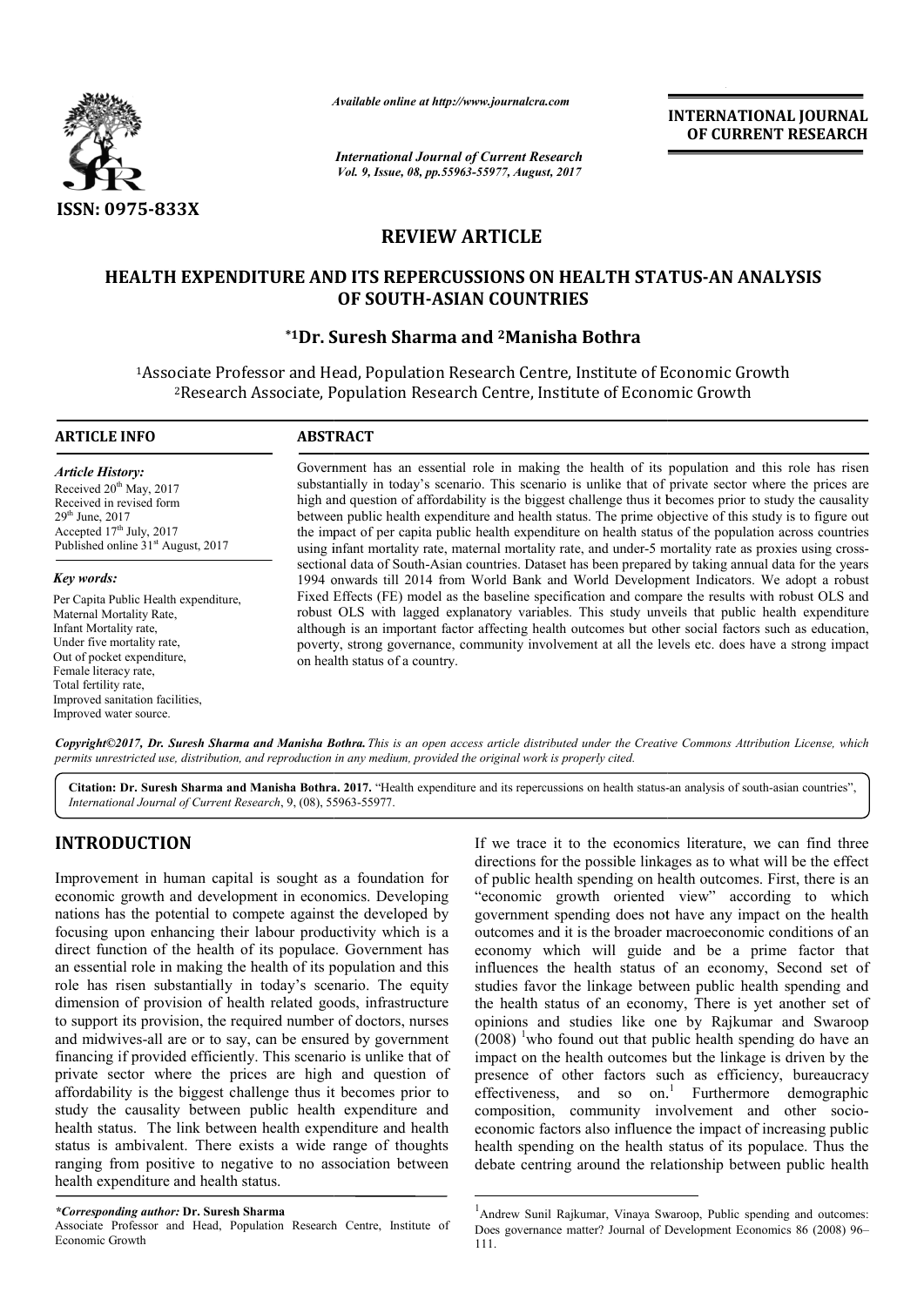**REVIEW ARTICLE**

# HEALTH EXPENDITURE AND ITS REPERCUSSIONS ON HEALTH STATUS-AN ANALYSIS OF SOUTH-ASIAN COUNTRIES

**[*1]Dr. Suresh Sharma and [2]Manisha Bothra**

[1]Associate Professor and Head, Population Research Centre, Institute of Economic Growth
[2]Research Associate, Population Research Centre, Institute of Economic Growth

**ARTICLE INFO**

***Article History:***

Received 20th May, 2017
Received in revised form 29th June, 2017
Accepted 17th July, 2017
Published online 31st August, 2017

***Key words:***

Per Capita Public Health expenditure, Maternal Mortality Rate, Infant Mortality rate, Under five mortality rate, Out of pocket expenditure, Female literacy rate, Total fertility rate, Improved sanitation facilities, Improved water source.

**ABSTRACT**

Government has an essential role in making the health of its population and this role has risen substantially in today's scenario. This scenario is unlike that of private sector where the prices are high and question of affordability is the biggest challenge thus it becomes prior to study the causality between public health expenditure and health status. The prime objective of this study is to figure out the impact of per capita public health expenditure on health status of the population across countries using infant mortality rate, maternal mortality rate, and under-5 mortality rate as proxies using cross-sectional data of South-Asian countries. Dataset has been prepared by taking annual data for the years 1994 onwards till 2014 from World Bank and World Development Indicators. We adopt a robust Fixed Effects (FE) model as the baseline specification and compare the results with robust OLS and robust OLS with lagged explanatory variables. This study unveils that public health expenditure although is an important factor affecting health outcomes but other social factors such as education, poverty, strong governance, community involvement at all the levels etc. does have a strong impact on health status of a country.

*Copyright©2017, Dr. Suresh Sharma and Manisha Bothra. This is an open access article distributed under the Creative Commons Attribution License, which permits unrestricted use, distribution, and reproduction in any medium, provided the original work is properly cited.*

**Citation: Dr. Suresh Sharma and Manisha Bothra. 2017.** "Health expenditure and its repercussions on health status-an analysis of south-asian countries", *International Journal of Current Research*, 9, (08), 55963-55977.

## INTRODUCTION

Improvement in human capital is sought as a foundation for economic growth and development in economics. Developing nations has the potential to compete against the developed by focusing upon enhancing their labour productivity which is a direct function of the health of its populace. Government has an essential role in making the health of its population and this role has risen substantially in today's scenario. The equity dimension of provision of health related goods, infrastructure to support its provision, the required number of doctors, nurses and midwives-all are or to say, can be ensured by government financing if provided efficiently. This scenario is unlike that of private sector where the prices are high and question of affordability is the biggest challenge thus it becomes prior to study the causality between public health expenditure and health status. The link between health expenditure and health status is ambivalent. There exists a wide range of thoughts ranging from positive to negative to no association between health expenditure and health status.

If we trace it to the economics literature, we can find three directions for the possible linkages as to what will be the effect of public health spending on health outcomes. First, there is an "economic growth oriented view" according to which government spending does not have any impact on the health outcomes and it is the broader macroeconomic conditions of an economy which will guide and be a prime factor that influences the health status of an economy, Second set of studies favor the linkage between public health spending and the health status of an economy, There is yet another set of opinions and studies like one by Rajkumar and Swaroop (2008) [1]who found out that public health spending do have an impact on the health outcomes but the linkage is driven by the presence of other factors such as efficiency, bureaucracy effectiveness, and so on.[1] Furthermore demographic composition, community involvement and other socio-economic factors also influence the impact of increasing public health spending on the health status of its populace. Thus the debate centring around the relationship between public health

*\*Corresponding author:* **Dr. Suresh Sharma**
Associate Professor and Head, Population Research Centre, Institute of Economic Growth

[1]Andrew Sunil Rajkumar, Vinaya Swaroop, Public spending and outcomes: Does governance matter? Journal of Development Economics 86 (2008) 96–111.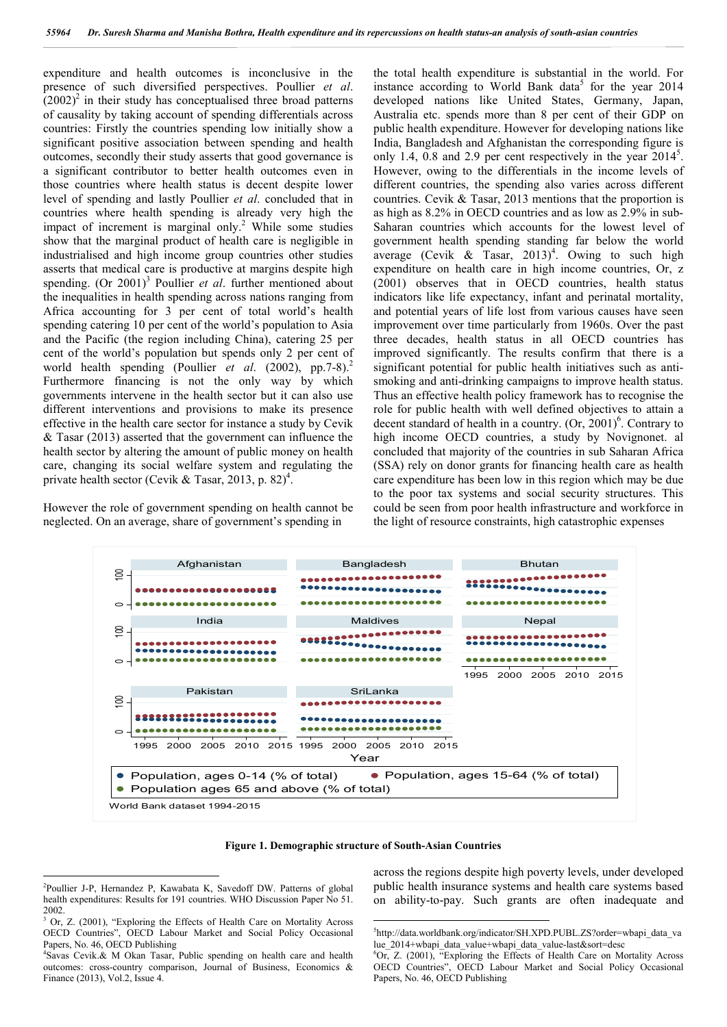expenditure and health outcomes is inconclusive in the presence of such diversified perspectives. Poullier *et al*. (2002)[2] in their study has conceptualised three broad patterns of causality by taking account of spending differentials across countries: Firstly the countries spending low initially show a significant positive association between spending and health outcomes, secondly their study asserts that good governance is a significant contributor to better health outcomes even in those countries where health status is decent despite lower level of spending and lastly Poullier *et al*. concluded that in countries where health spending is already very high the impact of increment is marginal only.[2] While some studies show that the marginal product of health care is negligible in industrialised and high income group countries other studies asserts that medical care is productive at margins despite high spending. (Or 2001)[3] Poullier *et al*. further mentioned about the inequalities in health spending across nations ranging from Africa accounting for 3 per cent of total world's health spending catering 10 per cent of the world's population to Asia and the Pacific (the region including China), catering 25 per cent of the world's population but spends only 2 per cent of world health spending (Poullier *et al*. (2002), pp.7-8).[2] Furthermore financing is not the only way by which governments intervene in the health sector but it can also use different interventions and provisions to make its presence effective in the health care sector for instance a study by Cevik & Tasar (2013) asserted that the government can influence the health sector by altering the amount of public money on health care, changing its social welfare system and regulating the private health sector (Cevik & Tasar, 2013, p. 82)[4].

However the role of government spending on health cannot be neglected. On an average, share of government's spending in the total health expenditure is substantial in the world. For instance according to World Bank data[5] for the year 2014 developed nations like United States, Germany, Japan, Australia etc. spends more than 8 per cent of their GDP on public health expenditure. However for developing nations like India, Bangladesh and Afghanistan the corresponding figure is only 1.4, 0.8 and 2.9 per cent respectively in the year 2014[5]. However, owing to the differentials in the income levels of different countries, the spending also varies across different countries. Cevik & Tasar, 2013 mentions that the proportion is as high as 8.2% in OECD countries and as low as 2.9% in sub-Saharan countries which accounts for the lowest level of government health spending standing far below the world average (Cevik & Tasar, 2013)[4]. Owing to such high expenditure on health care in high income countries, Or, z (2001) observes that in OECD countries, health status indicators like life expectancy, infant and perinatal mortality, and potential years of life lost from various causes have seen improvement over time particularly from 1960s. Over the past three decades, health status in all OECD countries has improved significantly. The results confirm that there is a significant potential for public health initiatives such as anti-smoking and anti-drinking campaigns to improve health status. Thus an effective health policy framework has to recognise the role for public health with well defined objectives to attain a decent standard of health in a country. (Or, 2001)[6]. Contrary to high income OECD countries, a study by Novignonet. al concluded that majority of the countries in sub Saharan Africa (SSA) rely on donor grants for financing health care as health care expenditure has been low in this region which may be due to the poor tax systems and social security structures. This could be seen from poor health infrastructure and workforce in the light of resource constraints, high catastrophic expenses across the regions despite high poverty levels, under developed public health insurance systems and health care systems based on ability-to-pay. Such grants are often inadequate and

**Figure 1. Demographic structure of South-Asian Countries**

---

[2]Poullier J-P, Hernandez P, Kawabata K, Savedoff DW. Patterns of global health expenditures: Results for 191 countries. WHO Discussion Paper No 51. 2002.

[3] Or, Z. (2001), "Exploring the Effects of Health Care on Mortality Across OECD Countries", OECD Labour Market and Social Policy Occasional Papers, No. 46, OECD Publishing

[4]Savas Cevik.& M Okan Tasar, Public spending on health care and health outcomes: cross-country comparison, Journal of Business, Economics & Finance (2013), Vol.2, Issue 4.

[5]http://data.worldbank.org/indicator/SH.XPD.PUBL.ZS?order=wbapi_data_value_2014+wbapi_data_value+wbapi_data_value-last&sort=desc

[6]Or, Z. (2001), "Exploring the Effects of Health Care on Mortality Across OECD Countries", OECD Labour Market and Social Policy Occasional Papers, No. 46, OECD Publishing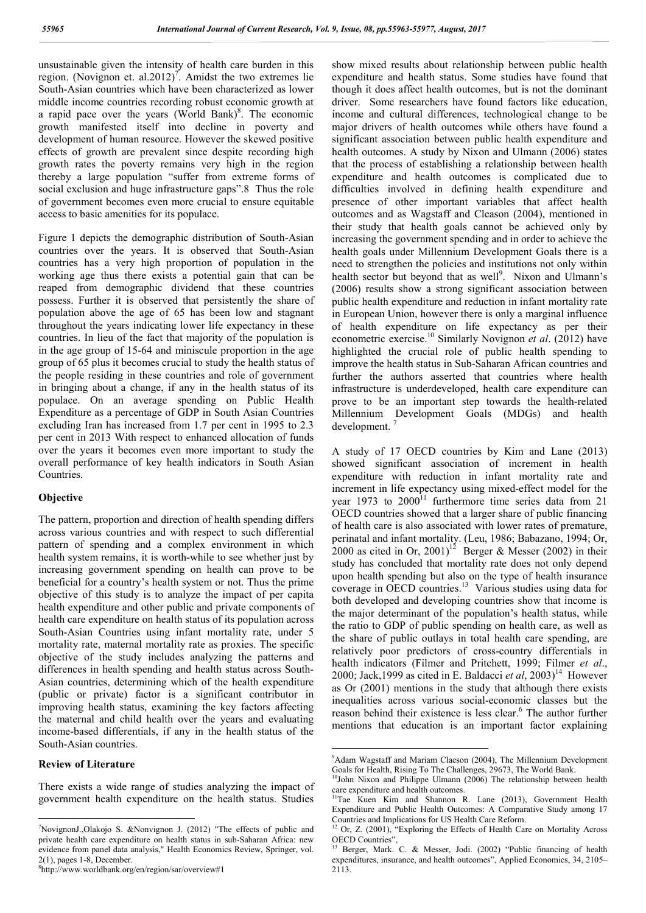unsustainable given the intensity of health care burden in this region. (Novignon et. al.2012)[7]. Amidst the two extremes lie South-Asian countries which have been characterized as lower middle income countries recording robust economic growth at a rapid pace over the years (World Bank)[8]. The economic growth manifested itself into decline in poverty and development of human resource. However the skewed positive effects of growth are prevalent since despite recording high growth rates the poverty remains very high in the region thereby a large population "suffer from extreme forms of social exclusion and huge infrastructure gaps".8 Thus the role of government becomes even more crucial to ensure equitable access to basic amenities for its populace.

Figure 1 depicts the demographic distribution of South-Asian countries over the years. It is observed that South-Asian countries has a very high proportion of population in the working age thus there exists a potential gain that can be reaped from demographic dividend that these countries possess. Further it is observed that persistently the share of population above the age of 65 has been low and stagnant throughout the years indicating lower life expectancy in these countries. In lieu of the fact that majority of the population is in the age group of 15-64 and miniscule proportion in the age group of 65 plus it becomes crucial to study the health status of the people residing in these countries and role of government in bringing about a change, if any in the health status of its populace. On an average spending on Public Health Expenditure as a percentage of GDP in South Asian Countries excluding Iran has increased from 1.7 per cent in 1995 to 2.3 per cent in 2013 With respect to enhanced allocation of funds over the years it becomes even more important to study the overall performance of key health indicators in South Asian Countries.

## Objective

The pattern, proportion and direction of health spending differs across various countries and with respect to such differential pattern of spending and a complex environment in which health system remains, it is worth-while to see whether just by increasing government spending on health can prove to be beneficial for a country's health system or not. Thus the prime objective of this study is to analyze the impact of per capita health expenditure and other public and private components of health care expenditure on health status of its population across South-Asian Countries using infant mortality rate, under 5 mortality rate, maternal mortality rate as proxies. The specific objective of the study includes analyzing the patterns and differences in health spending and health status across South-Asian countries, determining which of the health expenditure (public or private) factor is a significant contributor in improving health status, examining the key factors affecting the maternal and child health over the years and evaluating income-based differentials, if any in the health status of the South-Asian countries.

## Review of Literature

There exists a wide range of studies analyzing the impact of government health expenditure on the health status. Studies show mixed results about relationship between public health expenditure and health status. Some studies have found that though it does affect health outcomes, but is not the dominant driver. Some researchers have found factors like education, income and cultural differences, technological change to be major drivers of health outcomes while others have found a significant association between public health expenditure and health outcomes. A study by Nixon and Ulmann (2006) states that the process of establishing a relationship between health expenditure and health outcomes is complicated due to difficulties involved in defining health expenditure and presence of other important variables that affect health outcomes and as Wagstaff and Cleason (2004), mentioned in their study that health goals cannot be achieved only by increasing the government spending and in order to achieve the health goals under Millennium Development Goals there is a need to strengthen the policies and institutions not only within health sector but beyond that as well[9]. Nixon and Ulmann's (2006) results show a strong significant association between public health expenditure and reduction in infant mortality rate in European Union, however there is only a marginal influence of health expenditure on life expectancy as per their econometric exercise.[10] Similarly Novignon *et al*. (2012) have highlighted the crucial role of public health spending to improve the health status in Sub-Saharan African countries and further the authors asserted that countries where health infrastructure is underdeveloped, health care expenditure can prove to be an important step towards the health-related Millennium Development Goals (MDGs) and health development. [7]

A study of 17 OECD countries by Kim and Lane (2013) showed significant association of increment in health expenditure with reduction in infant mortality rate and increment in life expectancy using mixed-effect model for the year 1973 to 2000[11] furthermore time series data from 21 OECD countries showed that a larger share of public financing of health care is also associated with lower rates of premature, perinatal and infant mortality. (Leu, 1986; Babazano, 1994; Or, 2000 as cited in Or, 2001)[12] Berger & Messer (2002) in their study has concluded that mortality rate does not only depend upon health spending but also on the type of health insurance coverage in OECD countries.[13] Various studies using data for both developed and developing countries show that income is the major determinant of the population's health status, while the ratio to GDP of public spending on health care, as well as the share of public outlays in total health care spending, are relatively poor predictors of cross-country differentials in health indicators (Filmer and Pritchett, 1999; Filmer *et al*., 2000; Jack,1999 as cited in E. Baldacci *et al*, 2003)[14] However as Or (2001) mentions in the study that although there exists inequalities across various social-economic classes but the reason behind their existence is less clear.[6] The author further mentions that education is an important factor explaining

---

[7] NovignonJ.,Olakojo S. &Nonvignon J. (2012) "The effects of public and private health care expenditure on health status in sub-Saharan Africa: new evidence from panel data analysis," Health Economics Review, Springer, vol. 2(1), pages 1-8, December.

[8] http://www.worldbank.org/en/region/sar/overview#1

[9] Adam Wagstaff and Mariam Claeson (2004), The Millennium Development Goals for Health, Rising To The Challenges, 29673, The World Bank.

[10] John Nixon and Philippe Ulmann (2006) The relationship between health care expenditure and health outcomes.

[11] Tae Kuen Kim and Shannon R. Lane (2013), Government Health Expenditure and Public Health Outcomes: A Comparative Study among 17 Countries and Implications for US Health Care Reform.

[12] Or, Z. (2001), "Exploring the Effects of Health Care on Mortality Across OECD Countries",

[13] Berger, Mark. C. & Messer, Jodi. (2002) "Public financing of health expenditures, insurance, and health outcomes", Applied Economics, 34, 2105–2113.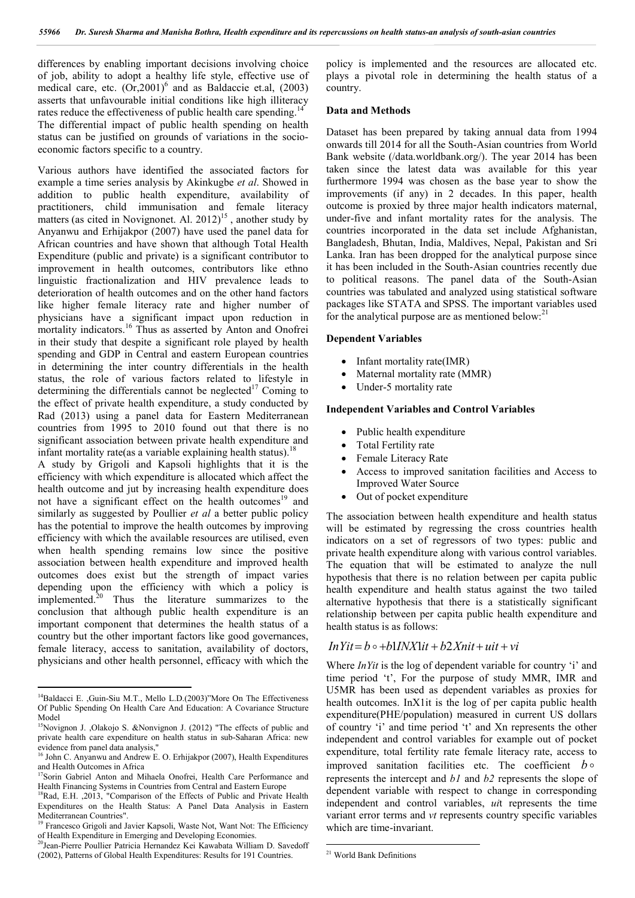differences by enabling important decisions involving choice of job, ability to adopt a healthy life style, effective use of medical care, etc. (Or,2001)[6] and as Baldaccie et.al, (2003) asserts that unfavourable initial conditions like high illiteracy rates reduce the effectiveness of public health care spending.[14] The differential impact of public health spending on health status can be justified on grounds of variations in the socio-economic factors specific to a country.

Various authors have identified the associated factors for example a time series analysis by Akinkugbe *et al*. Showed in addition to public health expenditure, availability of practitioners, child immunisation and female literacy matters (as cited in Novignonet. Al. 2012)[15] , another study by Anyanwu and Erhijakpor (2007) have used the panel data for African countries and have shown that although Total Health Expenditure (public and private) is a significant contributor to improvement in health outcomes, contributors like ethno linguistic fractionalization and HIV prevalence leads to deterioration of health outcomes and on the other hand factors like higher female literacy rate and higher number of physicians have a significant impact upon reduction in mortality indicators.[16] Thus as asserted by Anton and Onofrei in their study that despite a significant role played by health spending and GDP in Central and eastern European countries in determining the inter country differentials in the health status, the role of various factors related to lifestyle in determining the differentials cannot be neglected[17] Coming to the effect of private health expenditure, a study conducted by Rad (2013) using a panel data for Eastern Mediterranean countries from 1995 to 2010 found out that there is no significant association between private health expenditure and infant mortality rate(as a variable explaining health status).[18]

A study by Grigoli and Kapsoli highlights that it is the efficiency with which expenditure is allocated which affect the health outcome and jut by increasing health expenditure does not have a significant effect on the health outcomes[19] and similarly as suggested by Poullier *et al* a better public policy has the potential to improve the health outcomes by improving efficiency with which the available resources are utilised, even when health spending remains low since the positive association between health expenditure and improved health outcomes does exist but the strength of impact varies depending upon the efficiency with which a policy is implemented.[20] Thus the literature summarizes to the conclusion that although public health expenditure is an important component that determines the health status of a country but the other important factors like good governances, female literacy, access to sanitation, availability of doctors, physicians and other health personnel, efficacy with which the policy is implemented and the resources are allocated etc. plays a pivotal role in determining the health status of a country.

### Data and Methods

Dataset has been prepared by taking annual data from 1994 onwards till 2014 for all the South-Asian countries from World Bank website (/data.worldbank.org/). The year 2014 has been taken since the latest data was available for this year furthermore 1994 was chosen as the base year to show the improvements (if any) in 2 decades. In this paper, health outcome is proxied by three major health indicators maternal, under-five and infant mortality rates for the analysis. The countries incorporated in the data set include Afghanistan, Bangladesh, Bhutan, India, Maldives, Nepal, Pakistan and Sri Lanka. Iran has been dropped for the analytical purpose since it has been included in the South-Asian countries recently due to political reasons. The panel data of the South-Asian countries was tabulated and analyzed using statistical software packages like STATA and SPSS. The important variables used for the analytical purpose are as mentioned below:[21]

#### Dependent Variables

- Infant mortality rate(IMR)
- Maternal mortality rate (MMR)
- Under-5 mortality rate

#### Independent Variables and Control Variables

- Public health expenditure
- Total Fertility rate
- Female Literacy Rate
- Access to improved sanitation facilities and Access to Improved Water Source
- Out of pocket expenditure

The association between health expenditure and health status will be estimated by regressing the cross countries health indicators on a set of regressors of two types: public and private health expenditure along with various control variables. The equation that will be estimated to analyze the null hypothesis that there is no relation between per capita public health expenditure and health status against the two tailed alternative hypothesis that there is a statistically significant relationship between per capita public health expenditure and health status is as follows:

$$InYit = b_\circ + b1INX1it + b2Xnit + uit + vi$$

Where *InYit* is the log of dependent variable for country 'i' and time period 't', For the purpose of study MMR, IMR and U5MR has been used as dependent variables as proxies for health outcomes. InX1it is the log of per capita public health expenditure(PHE/population) measured in current US dollars of country 'i' and time period 't' and Xn represents the other independent and control variables for example out of pocket expenditure, total fertility rate female literacy rate, access to improved sanitation facilities etc. The coefficient $b_\circ$ represents the intercept and *b1* and *b2* represents the slope of dependent variable with respect to change in corresponding independent and control variables, *ui*t represents the time variant error terms and *vi* represents country specific variables which are time-invariant.

---

[14] Baldacci E. ,Guin-Siu M.T., Mello L.D.(2003)"More On The Effectiveness Of Public Spending On Health Care And Education: A Covariance Structure Model

[15] Novignon J. ,Olakojo S. &Nonvignon J. (2012) "The effects of public and private health care expenditure on health status in sub-Saharan Africa: new evidence from panel data analysis,"

[16] John C. Anyanwu and Andrew E. O. Erhijakpor (2007), Health Expenditures and Health Outcomes in Africa

[17] Sorin Gabriel Anton and Mihaela Onofrei, Health Care Performance and Health Financing Systems in Countries from Central and Eastern Europe

[18] Rad, E.H. ,2013, "Comparison of the Effects of Public and Private Health Expenditures on the Health Status: A Panel Data Analysis in Eastern Mediterranean Countries".

[19] Francesco Grigoli and Javier Kapsoli, Waste Not, Want Not: The Efficiency of Health Expenditure in Emerging and Developing Economies.

[20] Jean-Pierre Poullier Patricia Hernandez Kei Kawabata William D. Savedoff (2002), Patterns of Global Health Expenditures: Results for 191 Countries.

[21] World Bank Definitions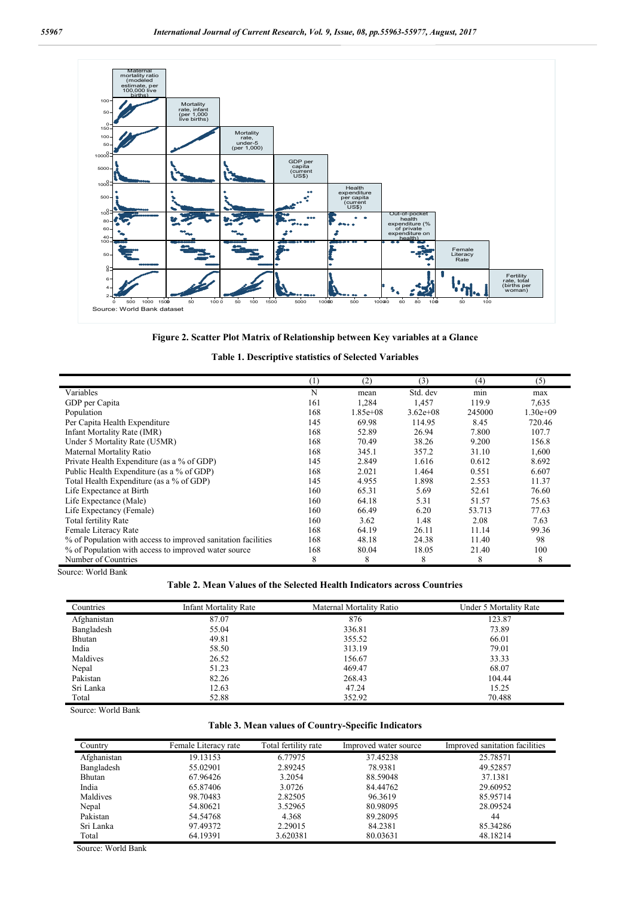Source: World Bank dataset

**Figure 2. Scatter Plot Matrix of Relationship between Key variables at a Glance**

**Table 1. Descriptive statistics of Selected Variables**

| | (1) | (2) | (3) | (4) | (5) |
|---|---|---|---|---|---|
| Variables | N | mean | Std. dev | min | max |
| GDP per Capita | 161 | 1,284 | 1,457 | 119.9 | 7,635 |
| Population | 168 | 1.85e+08 | 3.62e+08 | 245000 | 1.30e+09 |
| Per Capita Health Expenditure | 145 | 69.98 | 114.95 | 8.45 | 720.46 |
| Infant Mortality Rate (IMR) | 168 | 52.89 | 26.94 | 7.800 | 107.7 |
| Under 5 Mortality Rate (U5MR) | 168 | 70.49 | 38.26 | 9.200 | 156.8 |
| Maternal Mortality Ratio | 168 | 345.1 | 357.2 | 31.10 | 1,600 |
| Private Health Expenditure (as a % of GDP) | 145 | 2.849 | 1.616 | 0.612 | 8.692 |
| Public Health Expenditure (as a % of GDP) | 168 | 2.021 | 1.464 | 0.551 | 6.607 |
| Total Health Expenditure (as a % of GDP) | 145 | 4.955 | 1.898 | 2.553 | 11.37 |
| Life Expectance at Birth | 160 | 65.31 | 5.69 | 52.61 | 76.60 |
| Life Expectance (Male) | 160 | 64.18 | 5.31 | 51.57 | 75.63 |
| Life Expectancy (Female) | 160 | 66.49 | 6.20 | 53.713 | 77.63 |
| Total fertility Rate | 160 | 3.62 | 1.48 | 2.08 | 7.63 |
| Female Literacy Rate | 168 | 64.19 | 26.11 | 11.14 | 99.36 |
| % of Population with access to improved sanitation facilities | 168 | 48.18 | 24.38 | 11.40 | 98 |
| % of Population with access to improved water source | 168 | 80.04 | 18.05 | 21.40 | 100 |
| Number of Countries | 8 | 8 | 8 | 8 | 8 |

Source: World Bank

**Table 2. Mean Values of the Selected Health Indicators across Countries**

| Countries | Infant Mortality Rate | Maternal Mortality Ratio | Under 5 Mortality Rate |
|---|---|---|---|
| Afghanistan | 87.07 | 876 | 123.87 |
| Bangladesh | 55.04 | 336.81 | 73.89 |
| Bhutan | 49.81 | 355.52 | 66.01 |
| India | 58.50 | 313.19 | 79.01 |
| Maldives | 26.52 | 156.67 | 33.33 |
| Nepal | 51.23 | 469.47 | 68.07 |
| Pakistan | 82.26 | 268.43 | 104.44 |
| Sri Lanka | 12.63 | 47.24 | 15.25 |
| Total | 52.88 | 352.92 | 70.488 |

Source: World Bank

**Table 3. Mean values of Country-Specific Indicators**

| Country | Female Literacy rate | Total fertility rate | Improved water source | Improved sanitation facilities |
|---|---|---|---|---|
| Afghanistan | 19.13153 | 6.77975 | 37.45238 | 25.78571 |
| Bangladesh | 55.02901 | 2.89245 | 78.9381 | 49.52857 |
| Bhutan | 67.96426 | 3.2054 | 88.59048 | 37.1381 |
| India | 65.87406 | 3.0726 | 84.44762 | 29.60952 |
| Maldives | 98.70483 | 2.82505 | 96.3619 | 85.95714 |
| Nepal | 54.80621 | 3.52965 | 80.98095 | 28.09524 |
| Pakistan | 54.54768 | 4.368 | 89.28095 | 44 |
| Sri Lanka | 97.49372 | 2.29015 | 84.2381 | 85.34286 |
| Total | 64.19391 | 3.620381 | 80.03631 | 48.18214 |

Source: World Bank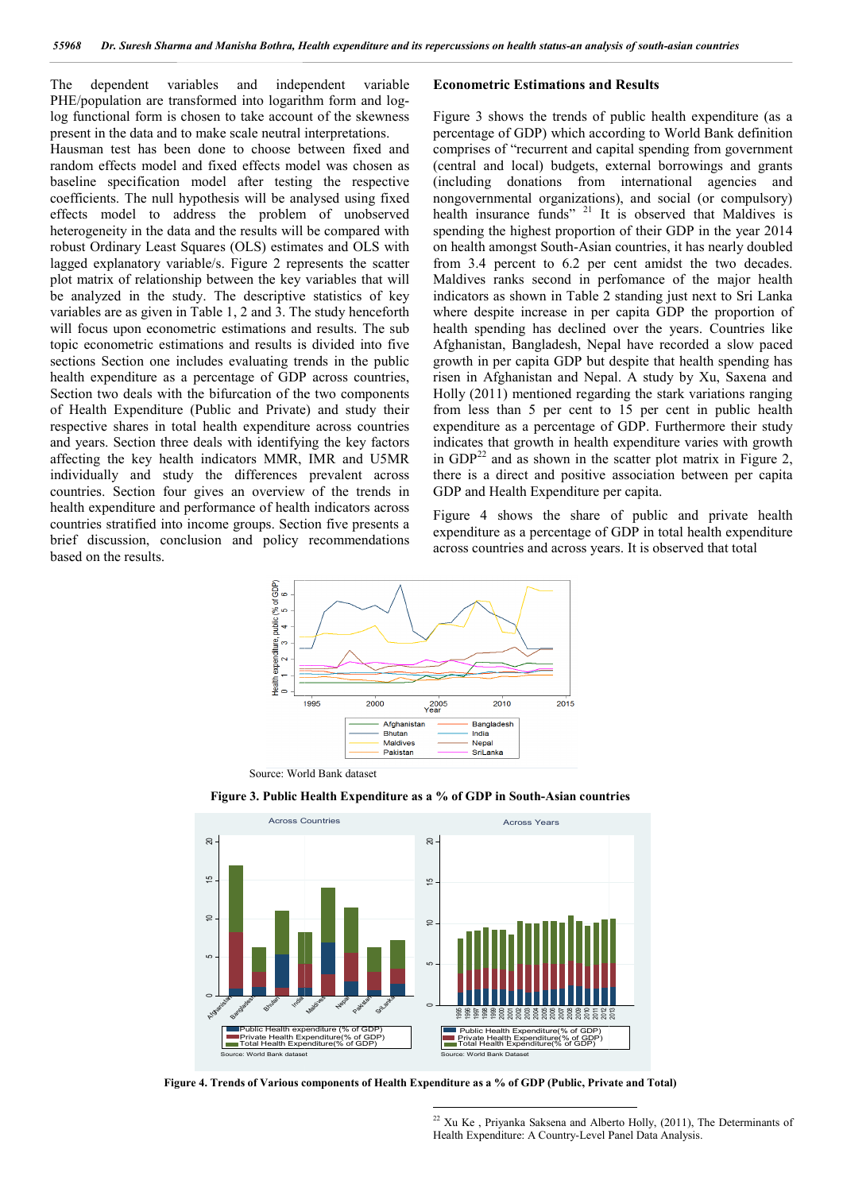The dependent variables and independent variable PHE/population are transformed into logarithm form and log-log functional form is chosen to take account of the skewness present in the data and to make scale neutral interpretations. Hausman test has been done to choose between fixed and random effects model and fixed effects model was chosen as baseline specification model after testing the respective coefficients. The null hypothesis will be analysed using fixed effects model to address the problem of unobserved heterogeneity in the data and the results will be compared with robust Ordinary Least Squares (OLS) estimates and OLS with lagged explanatory variable/s. Figure 2 represents the scatter plot matrix of relationship between the key variables that will be analyzed in the study. The descriptive statistics of key variables are as given in Table 1, 2 and 3. The study henceforth will focus upon econometric estimations and results. The sub topic econometric estimations and results is divided into five sections Section one includes evaluating trends in the public health expenditure as a percentage of GDP across countries, Section two deals with the bifurcation of the two components of Health Expenditure (Public and Private) and study their respective shares in total health expenditure across countries and years. Section three deals with identifying the key factors affecting the key health indicators MMR, IMR and U5MR individually and study the differences prevalent across countries. Section four gives an overview of the trends in health expenditure and performance of health indicators across countries stratified into income groups. Section five presents a brief discussion, conclusion and policy recommendations based on the results.

## Econometric Estimations and Results

Figure 3 shows the trends of public health expenditure (as a percentage of GDP) which according to World Bank definition comprises of "recurrent and capital spending from government (central and local) budgets, external borrowings and grants (including donations from international agencies and nongovernmental organizations), and social (or compulsory) health insurance funds" [21] It is observed that Maldives is spending the highest proportion of their GDP in the year 2014 on health amongst South-Asian countries, it has nearly doubled from 3.4 percent to 6.2 per cent amidst the two decades. Maldives ranks second in perfomance of the major health indicators as shown in Table 2 standing just next to Sri Lanka where despite increase in per capita GDP the proportion of health spending has declined over the years. Countries like Afghanistan, Bangladesh, Nepal have recorded a slow paced growth in per capita GDP but despite that health spending has risen in Afghanistan and Nepal. A study by Xu, Saxena and Holly (2011) mentioned regarding the stark variations ranging from less than 5 per cent to 15 per cent in public health expenditure as a percentage of GDP. Furthermore their study indicates that growth in health expenditure varies with growth in GDP[22] and as shown in the scatter plot matrix in Figure 2, there is a direct and positive association between per capita GDP and Health Expenditure per capita.

Figure 4 shows the share of public and private health expenditure as a percentage of GDP in total health expenditure across countries and across years. It is observed that total

Source: World Bank dataset

**Figure 3. Public Health Expenditure as a % of GDP in South-Asian countries**

**Figure 4. Trends of Various components of Health Expenditure as a % of GDP (Public, Private and Total)**

---

[22] Xu Ke , Priyanka Saksena and Alberto Holly, (2011), The Determinants of Health Expenditure: A Country-Level Panel Data Analysis.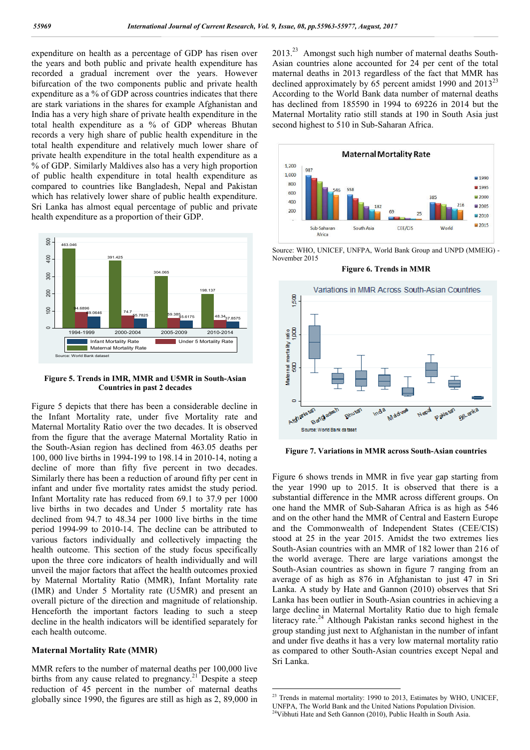expenditure on health as a percentage of GDP has risen over the years and both public and private health expenditure has recorded a gradual increment over the years. However bifurcation of the two components public and private health expenditure as a % of GDP across countries indicates that there are stark variations in the shares for example Afghanistan and India has a very high share of private health expenditure in the total health expenditure as a % of GDP whereas Bhutan records a very high share of public health expenditure in the total health expenditure and relatively much lower share of private health expenditure in the total health expenditure as a % of GDP. Similarly Maldives also has a very high proportion of public health expenditure in total health expenditure as compared to countries like Bangladesh, Nepal and Pakistan which has relatively lower share of public health expenditure. Sri Lanka has almost equal percentage of public and private health expenditure as a proportion of their GDP.

**Figure 5. Trends in IMR, MMR and U5MR in South-Asian Countries in past 2 decades**

Figure 5 depicts that there has been a considerable decline in the Infant Mortality rate, under five Mortality rate and Maternal Mortality Ratio over the two decades. It is observed from the figure that the average Maternal Mortality Ratio in the South-Asian region has declined from 463.05 deaths per 100, 000 live births in 1994-199 to 198.14 in 2010-14, noting a decline of more than fifty five percent in two decades. Similarly there has been a reduction of around fifty per cent in infant and under five mortality rates amidst the study period. Infant Mortality rate has reduced from 69.1 to 37.9 per 1000 live births in two decades and Under 5 mortality rate has declined from 94.7 to 48.34 per 1000 live births in the time period 1994-99 to 2010-14. The decline can be attributed to various factors individually and collectively impacting the health outcome. This section of the study focus specifically upon the three core indicators of health individually and will unveil the major factors that affect the health outcomes proxied by Maternal Mortality Ratio (MMR), Infant Mortality rate (IMR) and Under 5 Mortality rate (U5MR) and present an overall picture of the direction and magnitude of relationship. Henceforth the important factors leading to such a steep decline in the health indicators will be identified separately for each health outcome.

### Maternal Mortality Rate (MMR)

MMR refers to the number of maternal deaths per 100,000 live births from any cause related to pregnancy.[21] Despite a steep reduction of 45 percent in the number of maternal deaths globally since 1990, the figures are still as high as 2, 89,000 in 2013.[23] Amongst such high number of maternal deaths South-Asian countries alone accounted for 24 per cent of the total maternal deaths in 2013 regardless of the fact that MMR has declined approximately by 65 percent amidst 1990 and 2013[23] According to the World Bank data number of maternal deaths has declined from 185590 in 1994 to 69226 in 2014 but the Maternal Mortality ratio still stands at 190 in South Asia just second highest to 510 in Sub-Saharan Africa.

Source: WHO, UNICEF, UNFPA, World Bank Group and UNPD (MMEIG) - November 2015

**Figure 6. Trends in MMR**

**Figure 7. Variations in MMR across South-Asian countries**

Figure 6 shows trends in MMR in five year gap starting from the year 1990 up to 2015. It is observed that there is a substantial difference in the MMR across different groups. On one hand the MMR of Sub-Saharan Africa is as high as 546 and on the other hand the MMR of Central and Eastern Europe and the Commonwealth of Independent States (CEE/CIS) stood at 25 in the year 2015. Amidst the two extremes lies South-Asian countries with an MMR of 182 lower than 216 of the world average. There are large variations amongst the South-Asian countries as shown in figure 7 ranging from an average of as high as 876 in Afghanistan to just 47 in Sri Lanka. A study by Hate and Gannon (2010) observes that Sri Lanka has been outlier in South-Asian countries in achieving a large decline in Maternal Mortality Ratio due to high female literacy rate.[24] Although Pakistan ranks second highest in the group standing just next to Afghanistan in the number of infant and under five deaths it has a very low maternal mortality ratio as compared to other South-Asian countries except Nepal and Sri Lanka.

---

[23] Trends in maternal mortality: 1990 to 2013, Estimates by WHO, UNICEF, UNFPA, The World Bank and the United Nations Population Division.

[24] Vibhuti Hate and Seth Gannon (2010), Public Health in South Asia.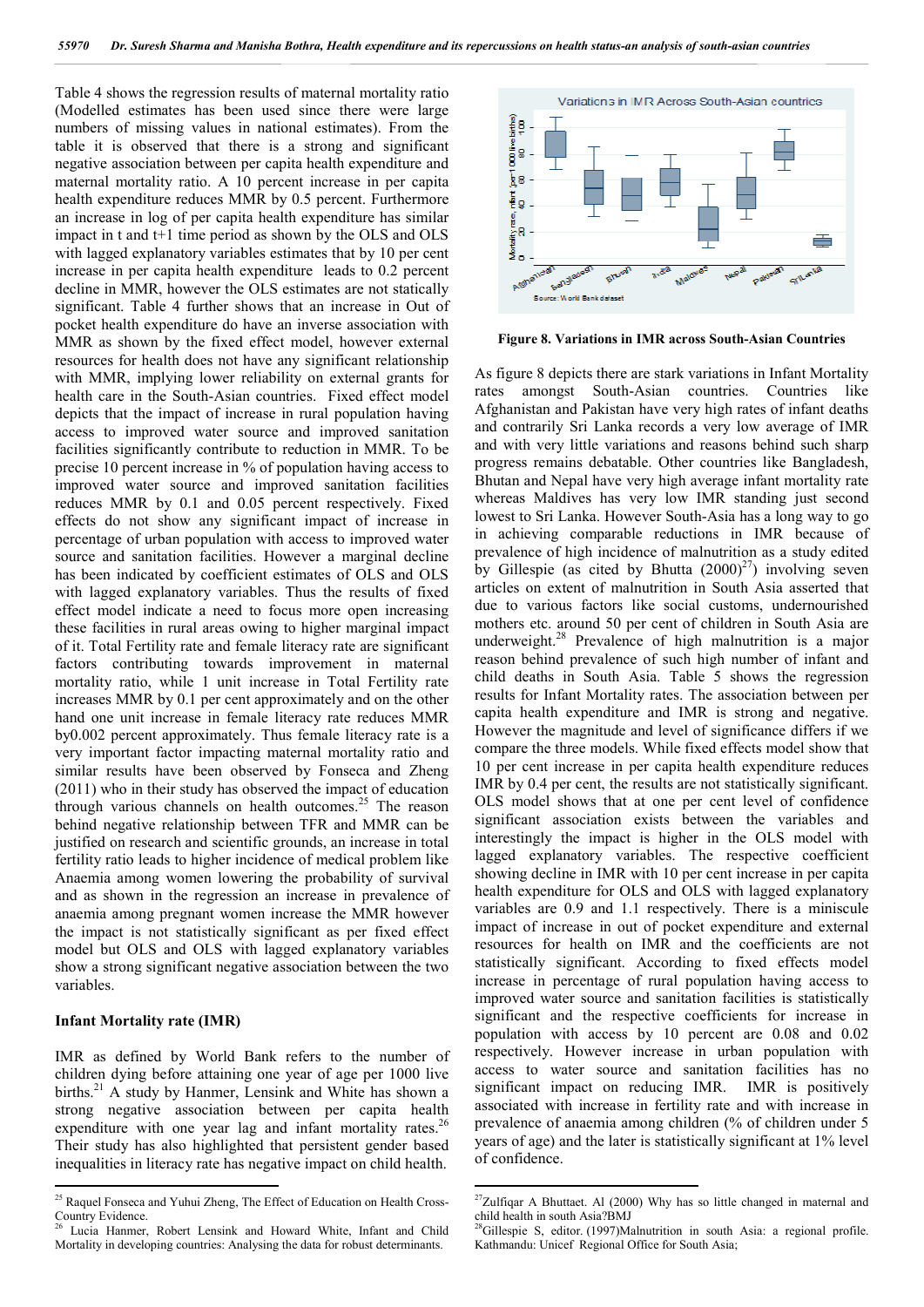Table 4 shows the regression results of maternal mortality ratio (Modelled estimates has been used since there were large numbers of missing values in national estimates). From the table it is observed that there is a strong and significant negative association between per capita health expenditure and maternal mortality ratio. A 10 percent increase in per capita health expenditure reduces MMR by 0.5 percent. Furthermore an increase in log of per capita health expenditure has similar impact in t and t+1 time period as shown by the OLS and OLS with lagged explanatory variables estimates that by 10 per cent increase in per capita health expenditure leads to 0.2 percent decline in MMR, however the OLS estimates are not statically significant. Table 4 further shows that an increase in Out of pocket health expenditure do have an inverse association with MMR as shown by the fixed effect model, however external resources for health does not have any significant relationship with MMR, implying lower reliability on external grants for health care in the South-Asian countries. Fixed effect model depicts that the impact of increase in rural population having access to improved water source and improved sanitation facilities significantly contribute to reduction in MMR. To be precise 10 percent increase in % of population having access to improved water source and improved sanitation facilities reduces MMR by 0.1 and 0.05 percent respectively. Fixed effects do not show any significant impact of increase in percentage of urban population with access to improved water source and sanitation facilities. However a marginal decline has been indicated by coefficient estimates of OLS and OLS with lagged explanatory variables. Thus the results of fixed effect model indicate a need to focus more open increasing these facilities in rural areas owing to higher marginal impact of it. Total Fertility rate and female literacy rate are significant factors contributing towards improvement in maternal mortality ratio, while 1 unit increase in Total Fertility rate increases MMR by 0.1 per cent approximately and on the other hand one unit increase in female literacy rate reduces MMR by0.002 percent approximately. Thus female literacy rate is a very important factor impacting maternal mortality ratio and similar results have been observed by Fonseca and Zheng (2011) who in their study has observed the impact of education through various channels on health outcomes.[25] The reason behind negative relationship between TFR and MMR can be justified on research and scientific grounds, an increase in total fertility ratio leads to higher incidence of medical problem like Anaemia among women lowering the probability of survival and as shown in the regression an increase in prevalence of anaemia among pregnant women increase the MMR however the impact is not statistically significant as per fixed effect model but OLS and OLS with lagged explanatory variables show a strong significant negative association between the two variables.

### Infant Mortality rate (IMR)

IMR as defined by World Bank refers to the number of children dying before attaining one year of age per 1000 live births.[21] A study by Hanmer, Lensink and White has shown a strong negative association between per capita health expenditure with one year lag and infant mortality rates.[26] Their study has also highlighted that persistent gender based inequalities in literacy rate has negative impact on child health.

**Figure 8. Variations in IMR across South-Asian Countries**

As figure 8 depicts there are stark variations in Infant Mortality rates amongst South-Asian countries. Countries like Afghanistan and Pakistan have very high rates of infant deaths and contrarily Sri Lanka records a very low average of IMR and with very little variations and reasons behind such sharp progress remains debatable. Other countries like Bangladesh, Bhutan and Nepal have very high average infant mortality rate whereas Maldives has very low IMR standing just second lowest to Sri Lanka. However South-Asia has a long way to go in achieving comparable reductions in IMR because of prevalence of high incidence of malnutrition as a study edited by Gillespie (as cited by Bhutta (2000)[27]) involving seven articles on extent of malnutrition in South Asia asserted that due to various factors like social customs, undernourished mothers etc. around 50 per cent of children in South Asia are underweight.[28] Prevalence of high malnutrition is a major reason behind prevalence of such high number of infant and child deaths in South Asia. Table 5 shows the regression results for Infant Mortality rates. The association between per capita health expenditure and IMR is strong and negative. However the magnitude and level of significance differs if we compare the three models. While fixed effects model show that 10 per cent increase in per capita health expenditure reduces IMR by 0.4 per cent, the results are not statistically significant. OLS model shows that at one per cent level of confidence significant association exists between the variables and interestingly the impact is higher in the OLS model with lagged explanatory variables. The respective coefficient showing decline in IMR with 10 per cent increase in per capita health expenditure for OLS and OLS with lagged explanatory variables are 0.9 and 1.1 respectively. There is a miniscule impact of increase in out of pocket expenditure and external resources for health on IMR and the coefficients are not statistically significant. According to fixed effects model increase in percentage of rural population having access to improved water source and sanitation facilities is statistically significant and the respective coefficients for increase in population with access by 10 percent are 0.08 and 0.02 respectively. However increase in urban population with access to water source and sanitation facilities has no significant impact on reducing IMR. IMR is positively associated with increase in fertility rate and with increase in prevalence of anaemia among children (% of children under 5 years of age) and the later is statistically significant at 1% level of confidence.

---

[25] Raquel Fonseca and Yuhui Zheng, The Effect of Education on Health Cross-Country Evidence.

[26] Lucia Hanmer, Robert Lensink and Howard White, Infant and Child Mortality in developing countries: Analysing the data for robust determinants.

[27] Zulfiqar A Bhuttaet. Al (2000) Why has so little changed in maternal and child health in south Asia?BMJ

[28] Gillespie S, editor. (1997)Malnutrition in south Asia: a regional profile. Kathmandu: Unicef Regional Office for South Asia;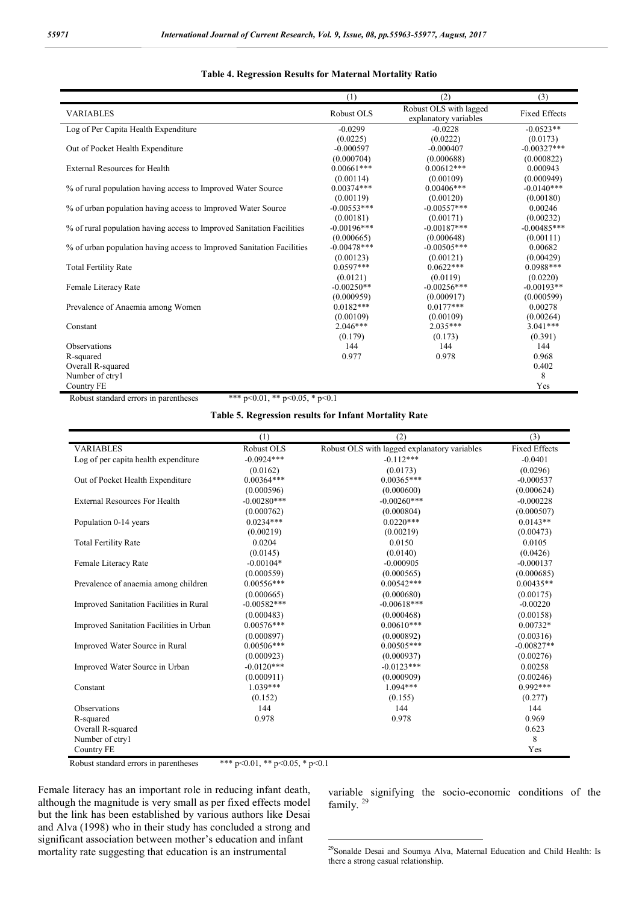**Table 4. Regression Results for Maternal Mortality Ratio**

| | (1) | (2) | (3) |
|---|---|---|---|
| VARIABLES | Robust OLS | Robust OLS with lagged explanatory variables | Fixed Effects |
| Log of Per Capita Health Expenditure | -0.0299 | -0.0228 | -0.0523** |
| | (0.0225) | (0.0222) | (0.0173) |
| Out of Pocket Health Expenditure | -0.000597 | -0.000407 | -0.00327*** |
| | (0.000704) | (0.000688) | (0.000822) |
| External Resources for Health | 0.00661*** | 0.00612*** | 0.000943 |
| | (0.00114) | (0.00109) | (0.000949) |
| % of rural population having access to Improved Water Source | 0.00374*** | 0.00406*** | -0.0140*** |
| | (0.00119) | (0.00120) | (0.00180) |
| % of urban population having access to Improved Water Source | -0.00553*** | -0.00557*** | 0.00246 |
| | (0.00181) | (0.00171) | (0.00232) |
| % of rural population having access to Improved Sanitation Facilities | -0.00196*** | -0.00187*** | -0.00485*** |
| | (0.000665) | (0.000648) | (0.00111) |
| % of urban population having access to Improved Sanitation Facilities | -0.00478*** | -0.00505*** | 0.00682 |
| | (0.00123) | (0.00121) | (0.00429) |
| Total Fertility Rate | 0.0597*** | 0.0622*** | 0.0988*** |
| | (0.0121) | (0.0119) | (0.0220) |
| Female Literacy Rate | -0.00250** | -0.00256*** | -0.00193** |
| | (0.000959) | (0.000917) | (0.000599) |
| Prevalence of Anaemia among Women | 0.0182*** | 0.0177*** | 0.00278 |
| | (0.00109) | (0.00109) | (0.00264) |
| Constant | 2.046*** | 2.035*** | 3.041*** |
| | (0.179) | (0.173) | (0.391) |
| Observations | 144 | 144 | 144 |
| R-squared | 0.977 | 0.978 | 0.968 |
| Overall R-squared | | | 0.402 |
| Number of ctry1 | | | 8 |
| Country FE | | | Yes |

Robust standard errors in parentheses *** p<0.01, ** p<0.05, * p<0.1

**Table 5. Regression results for Infant Mortality Rate**

| | (1) | (2) | (3) |
|---|---|---|---|
| VARIABLES | Robust OLS | Robust OLS with lagged explanatory variables | Fixed Effects |
| Log of per capita health expenditure | -0.0924*** | -0.112*** | -0.0401 |
| | (0.0162) | (0.0173) | (0.0296) |
| Out of Pocket Health Expenditure | 0.00364*** | 0.00365*** | -0.000537 |
| | (0.000596) | (0.000600) | (0.000624) |
| External Resources For Health | -0.00280*** | -0.00260*** | -0.000228 |
| | (0.000762) | (0.000804) | (0.000507) |
| Population 0-14 years | 0.0234*** | 0.0220*** | 0.0143** |
| | (0.00219) | (0.00219) | (0.00473) |
| Total Fertility Rate | 0.0204 | 0.0150 | 0.0105 |
| | (0.0145) | (0.0140) | (0.0426) |
| Female Literacy Rate | -0.00104* | -0.000905 | -0.000137 |
| | (0.000559) | (0.000565) | (0.000685) |
| Prevalence of anaemia among children | 0.00556*** | 0.00542*** | 0.00435** |
| | (0.000665) | (0.000680) | (0.00175) |
| Improved Sanitation Facilities in Rural | -0.00582*** | -0.00618*** | -0.00220 |
| | (0.000483) | (0.000468) | (0.00158) |
| Improved Sanitation Facilities in Urban | 0.00576*** | 0.00610*** | 0.00732* |
| | (0.000897) | (0.000892) | (0.00316) |
| Improved Water Source in Rural | 0.00506*** | 0.00505*** | -0.00827** |
| | (0.000923) | (0.000937) | (0.00276) |
| Improved Water Source in Urban | -0.0120*** | -0.0123*** | 0.00258 |
| | (0.000911) | (0.000909) | (0.00246) |
| Constant | 1.039*** | 1.094*** | 0.992*** |
| | (0.152) | (0.155) | (0.277) |
| Observations | 144 | 144 | 144 |
| R-squared | 0.978 | 0.978 | 0.969 |
| Overall R-squared | | | 0.623 |
| Number of ctry1 | | | 8 |
| Country FE | | | Yes |

Robust standard errors in parentheses *** p<0.01, ** p<0.05, * p<0.1

Female literacy has an important role in reducing infant death, although the magnitude is very small as per fixed effects model but the link has been established by various authors like Desai and Alva (1998) who in their study has concluded a strong and significant association between mother's education and infant mortality rate suggesting that education is an instrumental variable signifying the socio-economic conditions of the family. [29]

[29] Sonalde Desai and Soumya Alva, Maternal Education and Child Health: Is there a strong casual relationship.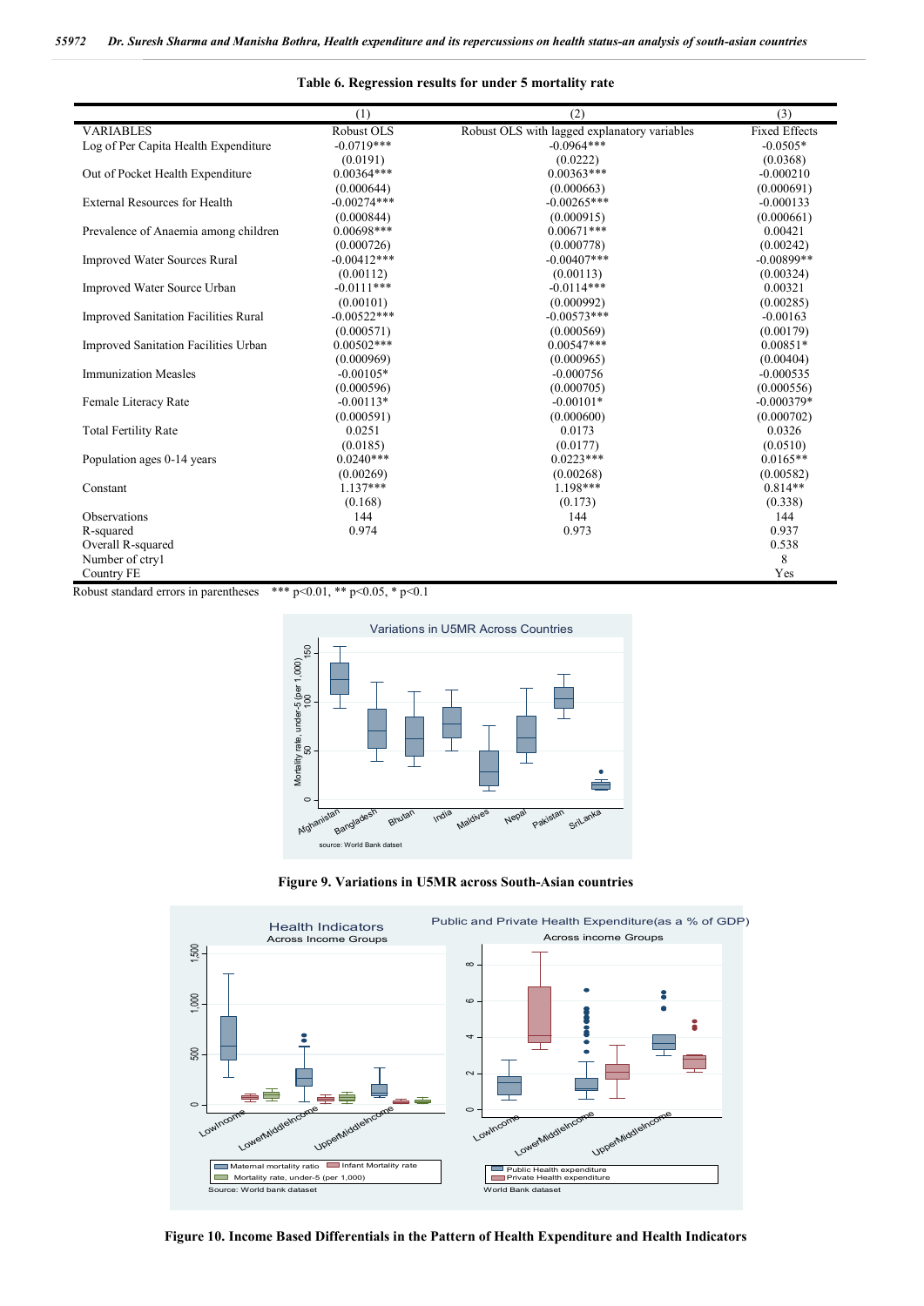**Table 6. Regression results for under 5 mortality rate**

| | (1) | (2) | (3) |
|---|---|---|---|
| VARIABLES | Robust OLS | Robust OLS with lagged explanatory variables | Fixed Effects |
| Log of Per Capita Health Expenditure | -0.0719*** | -0.0964*** | -0.0505* |
| | (0.0191) | (0.0222) | (0.0368) |
| Out of Pocket Health Expenditure | 0.00364*** | 0.00363*** | -0.000210 |
| | (0.000644) | (0.000663) | (0.000691) |
| External Resources for Health | -0.00274*** | -0.00265*** | -0.000133 |
| | (0.000844) | (0.000915) | (0.000661) |
| Prevalence of Anaemia among children | 0.00698*** | 0.00671*** | 0.00421 |
| | (0.000726) | (0.000778) | (0.00242) |
| Improved Water Sources Rural | -0.00412*** | -0.00407*** | -0.00899** |
| | (0.00112) | (0.00113) | (0.00324) |
| Improved Water Source Urban | -0.0111*** | -0.0114*** | 0.00321 |
| | (0.00101) | (0.000992) | (0.00285) |
| Improved Sanitation Facilities Rural | -0.00522*** | -0.00573*** | -0.00163 |
| | (0.000571) | (0.000569) | (0.00179) |
| Improved Sanitation Facilities Urban | 0.00502*** | 0.00547*** | 0.00851* |
| | (0.000969) | (0.000965) | (0.00404) |
| Immunization Measles | -0.00105* | -0.000756 | -0.000535 |
| | (0.000596) | (0.000705) | (0.000556) |
| Female Literacy Rate | -0.00113* | -0.00101* | -0.000379* |
| | (0.000591) | (0.000600) | (0.000702) |
| Total Fertility Rate | 0.0251 | 0.0173 | 0.0326 |
| | (0.0185) | (0.0177) | (0.0510) |
| Population ages 0-14 years | 0.0240*** | 0.0223*** | 0.0165** |
| | (0.00269) | (0.00268) | (0.00582) |
| Constant | 1.137*** | 1.198*** | 0.814** |
| | (0.168) | (0.173) | (0.338) |
| Observations | 144 | 144 | 144 |
| R-squared | 0.974 | 0.973 | 0.937 |
| Overall R-squared | | | 0.538 |
| Number of ctry1 | | | 8 |
| Country FE | | | Yes |

Robust standard errors in parentheses *** $p<0.01$, ** $p<0.05$, * $p<0.1$

**Figure 9. Variations in U5MR across South-Asian countries**

**Figure 10. Income Based Differentials in the Pattern of Health Expenditure and Health Indicators**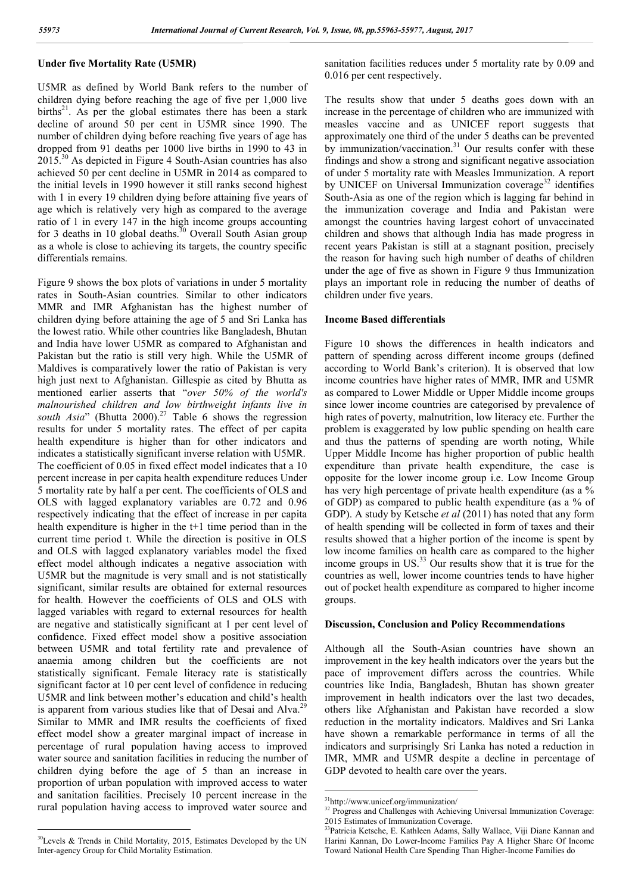**Under five Mortality Rate (U5MR)**

U5MR as defined by World Bank refers to the number of children dying before reaching the age of five per 1,000 live births[21]. As per the global estimates there has been a stark decline of around 50 per cent in U5MR since 1990. The number of children dying before reaching five years of age has dropped from 91 deaths per 1000 live births in 1990 to 43 in 2015.[30] As depicted in Figure 4 South-Asian countries has also achieved 50 per cent decline in U5MR in 2014 as compared to the initial levels in 1990 however it still ranks second highest with 1 in every 19 children dying before attaining five years of age which is relatively very high as compared to the average ratio of 1 in every 147 in the high income groups accounting for 3 deaths in 10 global deaths.[30] Overall South Asian group as a whole is close to achieving its targets, the country specific differentials remains.

Figure 9 shows the box plots of variations in under 5 mortality rates in South-Asian countries. Similar to other indicators MMR and IMR Afghanistan has the highest number of children dying before attaining the age of 5 and Sri Lanka has the lowest ratio. While other countries like Bangladesh, Bhutan and India have lower U5MR as compared to Afghanistan and Pakistan but the ratio is still very high. While the U5MR of Maldives is comparatively lower the ratio of Pakistan is very high just next to Afghanistan. Gillespie as cited by Bhutta as mentioned earlier asserts that "*over 50% of the world's malnourished children and low birthweight infants live in south Asia*" (Bhutta 2000).[27] Table 6 shows the regression results for under 5 mortality rates. The effect of per capita health expenditure is higher than for other indicators and indicates a statistically significant inverse relation with U5MR. The coefficient of 0.05 in fixed effect model indicates that a 10 percent increase in per capita health expenditure reduces Under 5 mortality rate by half a per cent. The coefficients of OLS and OLS with lagged explanatory variables are 0.72 and 0.96 respectively indicating that the effect of increase in per capita health expenditure is higher in the t+1 time period than in the current time period t. While the direction is positive in OLS and OLS with lagged explanatory variables model the fixed effect model although indicates a negative association with U5MR but the magnitude is very small and is not statistically significant, similar results are obtained for external resources for health. However the coefficients of OLS and OLS with lagged variables with regard to external resources for health are negative and statistically significant at 1 per cent level of confidence. Fixed effect model show a positive association between U5MR and total fertility rate and prevalence of anaemia among children but the coefficients are not statistically significant. Female literacy rate is statistically significant factor at 10 per cent level of confidence in reducing U5MR and link between mother's education and child's health is apparent from various studies like that of Desai and Alva.[29] Similar to MMR and IMR results the coefficients of fixed effect model show a greater marginal impact of increase in percentage of rural population having access to improved water source and sanitation facilities in reducing the number of children dying before the age of 5 than an increase in proportion of urban population with improved access to water and sanitation facilities. Precisely 10 percent increase in the rural population having access to improved water source and sanitation facilities reduces under 5 mortality rate by 0.09 and 0.016 per cent respectively.

The results show that under 5 deaths goes down with an increase in the percentage of children who are immunized with measles vaccine and as UNICEF report suggests that approximately one third of the under 5 deaths can be prevented by immunization/vaccination.[31] Our results confer with these findings and show a strong and significant negative association of under 5 mortality rate with Measles Immunization. A report by UNICEF on Universal Immunization coverage[32] identifies South-Asia as one of the region which is lagging far behind in the immunization coverage and India and Pakistan were amongst the countries having largest cohort of unvaccinated children and shows that although India has made progress in recent years Pakistan is still at a stagnant position, precisely the reason for having such high number of deaths of children under the age of five as shown in Figure 9 thus Immunization plays an important role in reducing the number of deaths of children under five years.

**Income Based differentials**

Figure 10 shows the differences in health indicators and pattern of spending across different income groups (defined according to World Bank's criterion). It is observed that low income countries have higher rates of MMR, IMR and U5MR as compared to Lower Middle or Upper Middle income groups since lower income countries are categorised by prevalence of high rates of poverty, malnutrition, low literacy etc. Further the problem is exaggerated by low public spending on health care and thus the patterns of spending are worth noting, While Upper Middle Income has higher proportion of public health expenditure than private health expenditure, the case is opposite for the lower income group i.e. Low Income Group has very high percentage of private health expenditure (as a % of GDP) as compared to public health expenditure (as a % of GDP). A study by Ketsche *et al* (2011) has noted that any form of health spending will be collected in form of taxes and their results showed that a higher portion of the income is spent by low income families on health care as compared to the higher income groups in US.[33] Our results show that it is true for the countries as well, lower income countries tends to have higher out of pocket health expenditure as compared to higher income groups.

**Discussion, Conclusion and Policy Recommendations**

Although all the South-Asian countries have shown an improvement in the key health indicators over the years but the pace of improvement differs across the countries. While countries like India, Bangladesh, Bhutan has shown greater improvement in health indicators over the last two decades, others like Afghanistan and Pakistan have recorded a slow reduction in the mortality indicators. Maldives and Sri Lanka have shown a remarkable performance in terms of all the indicators and surprisingly Sri Lanka has noted a reduction in IMR, MMR and U5MR despite a decline in percentage of GDP devoted to health care over the years.

---

[30] Levels & Trends in Child Mortality, 2015, Estimates Developed by the UN Inter-agency Group for Child Mortality Estimation.

[31] http://www.unicef.org/immunization/

[32] Progress and Challenges with Achieving Universal Immunization Coverage: 2015 Estimates of Immunization Coverage.

[33] Patricia Ketsche, E. Kathleen Adams, Sally Wallace, Viji Diane Kannan and Harini Kannan, Do Lower-Income Families Pay A Higher Share Of Income Toward National Health Care Spending Than Higher-Income Families do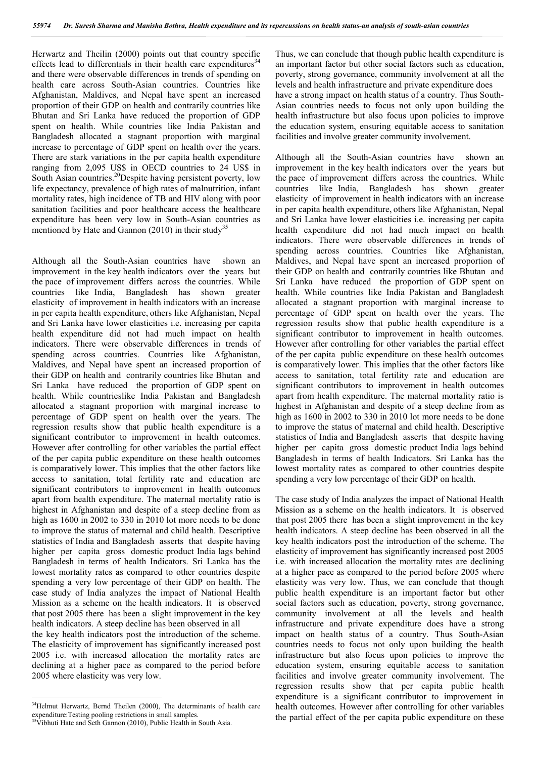Herwartz and Theilin (2000) points out that country specific effects lead to differentials in their health care expenditures[34] and there were observable differences in trends of spending on health care across South-Asian countries. Countries like Afghanistan, Maldives, and Nepal have spent an increased proportion of their GDP on health and contrarily countries like Bhutan and Sri Lanka have reduced the proportion of GDP spent on health. While countries like India Pakistan and Bangladesh allocated a stagnant proportion with marginal increase to percentage of GDP spent on health over the years. There are stark variations in the per capita health expenditure ranging from 2,095 US$ in OECD countries to 24 US$ in South Asian countries.[20]Despite having persistent poverty, low life expectancy, prevalence of high rates of malnutrition, infant mortality rates, high incidence of TB and HIV along with poor sanitation facilities and poor healthcare access the healthcare expenditure has been very low in South-Asian countries as mentioned by Hate and Gannon (2010) in their study[35]

Although all the South-Asian countries have shown an improvement in the key health indicators over the years but the pace of improvement differs across the countries. While countries like India, Bangladesh has shown greater elasticity of improvement in health indicators with an increase in per capita health expenditure, others like Afghanistan, Nepal and Sri Lanka have lower elasticities i.e. increasing per capita health expenditure did not had much impact on health indicators. There were observable differences in trends of spending across countries. Countries like Afghanistan, Maldives, and Nepal have spent an increased proportion of their GDP on health and contrarily countries like Bhutan and Sri Lanka have reduced the proportion of GDP spent on health. While countrieslike India Pakistan and Bangladesh allocated a stagnant proportion with marginal increase to percentage of GDP spent on health over the years. The regression results show that public health expenditure is a significant contributor to improvement in health outcomes. However after controlling for other variables the partial effect of the per capita public expenditure on these health outcomes is comparatively lower. This implies that the other factors like access to sanitation, total fertility rate and education are significant contributors to improvement in health outcomes apart from health expenditure. The maternal mortality ratio is highest in Afghanistan and despite of a steep decline from as high as 1600 in 2002 to 330 in 2010 lot more needs to be done to improve the status of maternal and child health. Descriptive statistics of India and Bangladesh asserts that despite having higher per capita gross domestic product India lags behind Bangladesh in terms of health Indicators. Sri Lanka has the lowest mortality rates as compared to other countries despite spending a very low percentage of their GDP on health. The case study of India analyzes the impact of National Health Mission as a scheme on the health indicators. It is observed that post 2005 there has been a slight improvement in the key health indicators. A steep decline has been observed in all the key health indicators post the introduction of the scheme. The elasticity of improvement has significantly increased post 2005 i.e. with increased allocation the mortality rates are declining at a higher pace as compared to the period before 2005 where elasticity was very low.

Thus, we can conclude that though public health expenditure is an important factor but other social factors such as education, poverty, strong governance, community involvement at all the levels and health infrastructure and private expenditure does have a strong impact on health status of a country. Thus South-Asian countries needs to focus not only upon building the health infrastructure but also focus upon policies to improve the education system, ensuring equitable access to sanitation facilities and involve greater community involvement.

Although all the South-Asian countries have shown an improvement in the key health indicators over the years but the pace of improvement differs across the countries. While countries like India, Bangladesh has shown greater elasticity of improvement in health indicators with an increase in per capita health expenditure, others like Afghanistan, Nepal and Sri Lanka have lower elasticities i.e. increasing per capita health expenditure did not had much impact on health indicators. There were observable differences in trends of spending across countries. Countries like Afghanistan, Maldives, and Nepal have spent an increased proportion of their GDP on health and contrarily countries like Bhutan and Sri Lanka have reduced the proportion of GDP spent on health. While countries like India Pakistan and Bangladesh allocated a stagnant proportion with marginal increase to percentage of GDP spent on health over the years. The regression results show that public health expenditure is a significant contributor to improvement in health outcomes. However after controlling for other variables the partial effect of the per capita public expenditure on these health outcomes is comparatively lower. This implies that the other factors like access to sanitation, total fertility rate and education are significant contributors to improvement in health outcomes apart from health expenditure. The maternal mortality ratio is highest in Afghanistan and despite of a steep decline from as high as 1600 in 2002 to 330 in 2010 lot more needs to be done to improve the status of maternal and child health. Descriptive statistics of India and Bangladesh asserts that despite having higher per capita gross domestic product India lags behind Bangladesh in terms of health Indicators. Sri Lanka has the lowest mortality rates as compared to other countries despite spending a very low percentage of their GDP on health.

The case study of India analyzes the impact of National Health Mission as a scheme on the health indicators. It is observed that post 2005 there has been a slight improvement in the key health indicators. A steep decline has been observed in all the key health indicators post the introduction of the scheme. The elasticity of improvement has significantly increased post 2005 i.e. with increased allocation the mortality rates are declining at a higher pace as compared to the period before 2005 where elasticity was very low. Thus, we can conclude that though public health expenditure is an important factor but other social factors such as education, poverty, strong governance, community involvement at all the levels and health infrastructure and private expenditure does have a strong impact on health status of a country. Thus South-Asian countries needs to focus not only upon building the health infrastructure but also focus upon policies to improve the education system, ensuring equitable access to sanitation facilities and involve greater community involvement. The regression results show that per capita public health expenditure is a significant contributor to improvement in health outcomes. However after controlling for other variables the partial effect of the per capita public expenditure on these

[34]Helmut Herwartz, Bernd Theilen (2000), The determinants of health care expenditure:Testing pooling restrictions in small samples.

[35]Vibhuti Hate and Seth Gannon (2010), Public Health in South Asia.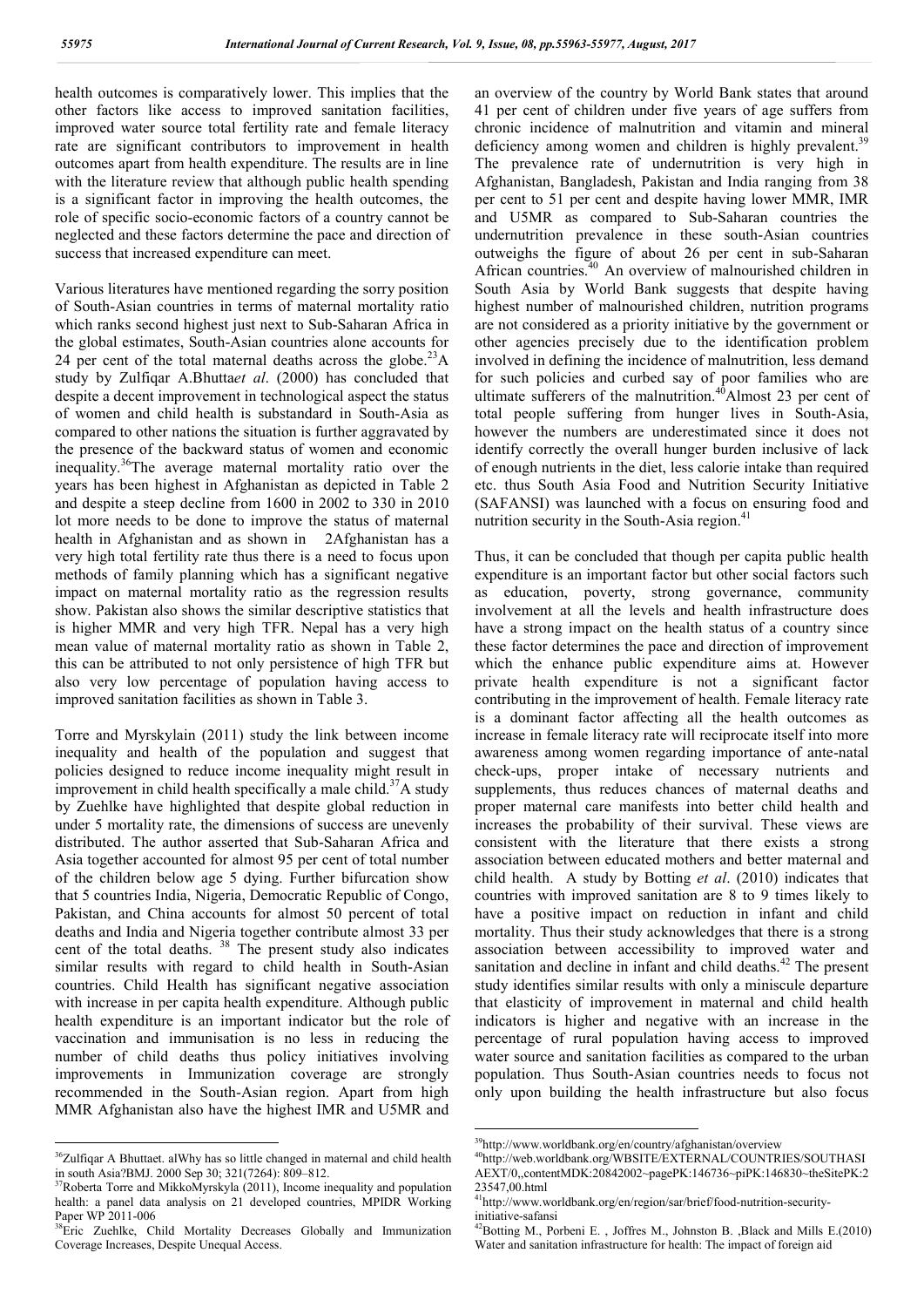health outcomes is comparatively lower. This implies that the other factors like access to improved sanitation facilities, improved water source total fertility rate and female literacy rate are significant contributors to improvement in health outcomes apart from health expenditure. The results are in line with the literature review that although public health spending is a significant factor in improving the health outcomes, the role of specific socio-economic factors of a country cannot be neglected and these factors determine the pace and direction of success that increased expenditure can meet.

Various literatures have mentioned regarding the sorry position of South-Asian countries in terms of maternal mortality ratio which ranks second highest just next to Sub-Saharan Africa in the global estimates, South-Asian countries alone accounts for 24 per cent of the total maternal deaths across the globe.[23]A study by Zulfiqar A.Bhutta*et al*. (2000) has concluded that despite a decent improvement in technological aspect the status of women and child health is substandard in South-Asia as compared to other nations the situation is further aggravated by the presence of the backward status of women and economic inequality.[36]The average maternal mortality ratio over the years has been highest in Afghanistan as depicted in Table 2 and despite a steep decline from 1600 in 2002 to 330 in 2010 lot more needs to be done to improve the status of maternal health in Afghanistan and as shown in 2Afghanistan has a very high total fertility rate thus there is a need to focus upon methods of family planning which has a significant negative impact on maternal mortality ratio as the regression results show. Pakistan also shows the similar descriptive statistics that is higher MMR and very high TFR. Nepal has a very high mean value of maternal mortality ratio as shown in Table 2, this can be attributed to not only persistence of high TFR but also very low percentage of population having access to improved sanitation facilities as shown in Table 3.

Torre and Myrskylain (2011) study the link between income inequality and health of the population and suggest that policies designed to reduce income inequality might result in improvement in child health specifically a male child.[37]A study by Zuehlke have highlighted that despite global reduction in under 5 mortality rate, the dimensions of success are unevenly distributed. The author asserted that Sub-Saharan Africa and Asia together accounted for almost 95 per cent of total number of the children below age 5 dying. Further bifurcation show that 5 countries India, Nigeria, Democratic Republic of Congo, Pakistan, and China accounts for almost 50 percent of total deaths and India and Nigeria together contribute almost 33 per cent of the total deaths. [38] The present study also indicates similar results with regard to child health in South-Asian countries. Child Health has significant negative association with increase in per capita health expenditure. Although public health expenditure is an important indicator but the role of vaccination and immunisation is no less in reducing the number of child deaths thus policy initiatives involving improvements in Immunization coverage are strongly recommended in the South-Asian region. Apart from high MMR Afghanistan also have the highest IMR and U5MR and an overview of the country by World Bank states that around 41 per cent of children under five years of age suffers from chronic incidence of malnutrition and vitamin and mineral deficiency among women and children is highly prevalent.[39] The prevalence rate of undernutrition is very high in Afghanistan, Bangladesh, Pakistan and India ranging from 38 per cent to 51 per cent and despite having lower MMR, IMR and U5MR as compared to Sub-Saharan countries the undernutrition prevalence in these south-Asian countries outweighs the figure of about 26 per cent in sub-Saharan African countries.[40] An overview of malnourished children in South Asia by World Bank suggests that despite having highest number of malnourished children, nutrition programs are not considered as a priority initiative by the government or other agencies precisely due to the identification problem involved in defining the incidence of malnutrition, less demand for such policies and curbed say of poor families who are ultimate sufferers of the malnutrition.[40]Almost 23 per cent of total people suffering from hunger lives in South-Asia, however the numbers are underestimated since it does not identify correctly the overall hunger burden inclusive of lack of enough nutrients in the diet, less calorie intake than required etc. thus South Asia Food and Nutrition Security Initiative (SAFANSI) was launched with a focus on ensuring food and nutrition security in the South-Asia region.[41]

Thus, it can be concluded that though per capita public health expenditure is an important factor but other social factors such as education, poverty, strong governance, community involvement at all the levels and health infrastructure does have a strong impact on the health status of a country since these factor determines the pace and direction of improvement which the enhance public expenditure aims at. However private health expenditure is not a significant factor contributing in the improvement of health. Female literacy rate is a dominant factor affecting all the health outcomes as increase in female literacy rate will reciprocate itself into more awareness among women regarding importance of ante-natal check-ups, proper intake of necessary nutrients and supplements, thus reduces chances of maternal deaths and proper maternal care manifests into better child health and increases the probability of their survival. These views are consistent with the literature that there exists a strong association between educated mothers and better maternal and child health. A study by Botting *et al*. (2010) indicates that countries with improved sanitation are 8 to 9 times likely to have a positive impact on reduction in infant and child mortality. Thus their study acknowledges that there is a strong association between accessibility to improved water and sanitation and decline in infant and child deaths.[42] The present study identifies similar results with only a miniscule departure that elasticity of improvement in maternal and child health indicators is higher and negative with an increase in the percentage of rural population having access to improved water source and sanitation facilities as compared to the urban population. Thus South-Asian countries needs to focus not only upon building the health infrastructure but also focus

---

[36]Zulfiqar A Bhuttaet. alWhy has so little changed in maternal and child health in south Asia?BMJ. 2000 Sep 30; 321(7264): 809–812.

[37]Roberta Torre and MikkoMyrskyla (2011), Income inequality and population health: a panel data analysis on 21 developed countries, MPIDR Working Paper WP 2011-006

[38]Eric Zuehlke, Child Mortality Decreases Globally and Immunization Coverage Increases, Despite Unequal Access.

[39]http://www.worldbank.org/en/country/afghanistan/overview

[40]http://web.worldbank.org/WBSITE/EXTERNAL/COUNTRIES/SOUTHASIAEXT/0,,contentMDK:20842002~pagePK:146736~piPK:146830~theSitePK:223547,00.html

[41]http://www.worldbank.org/en/region/sar/brief/food-nutrition-security-initiative-safansi

[42]Botting M., Porbeni E. , Joffres M., Johnston B. ,Black and Mills E.(2010) Water and sanitation infrastructure for health: The impact of foreign aid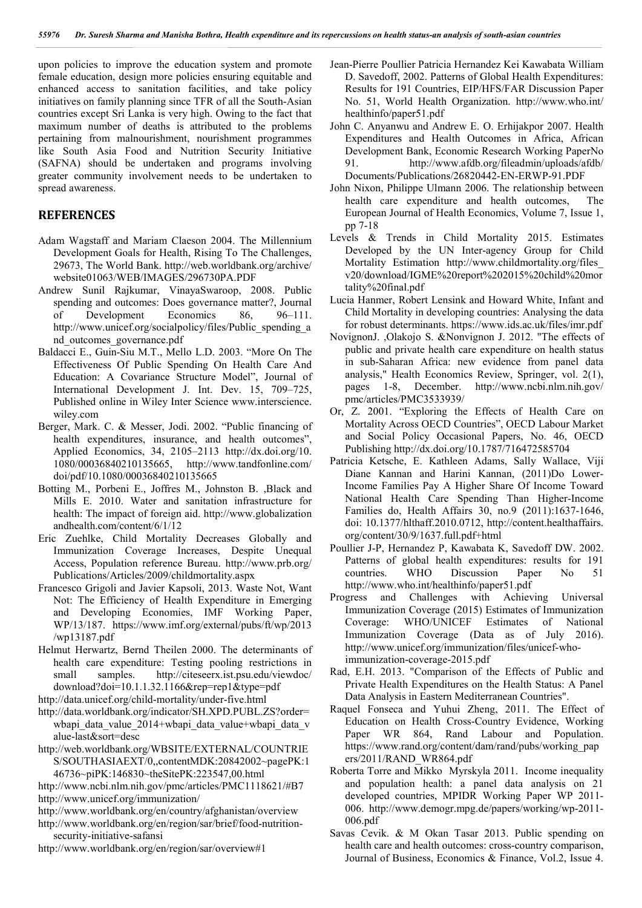upon policies to improve the education system and promote female education, design more policies ensuring equitable and enhanced access to sanitation facilities, and take policy initiatives on family planning since TFR of all the South-Asian countries except Sri Lanka is very high. Owing to the fact that maximum number of deaths is attributed to the problems pertaining from malnourishment, nourishment programmes like South Asia Food and Nutrition Security Initiative (SAFNA) should be undertaken and programs involving greater community involvement needs to be undertaken to spread awareness.

## REFERENCES

Adam Wagstaff and Mariam Claeson 2004. The Millennium Development Goals for Health, Rising To The Challenges, 29673, The World Bank. http://web.worldbank.org/archive/website01063/WEB/IMAGES/296730PA.PDF

Andrew Sunil Rajkumar, VinayaSwaroop, 2008. Public spending and outcomes: Does governance matter?, Journal of Development Economics 86, 96–111. http://www.unicef.org/socialpolicy/files/Public_spending_and_outcomes_governance.pdf

Baldacci E., Guin-Siu M.T., Mello L.D. 2003. "More On The Effectiveness Of Public Spending On Health Care And Education: A Covariance Structure Model", Journal of International Development J. Int. Dev. 15, 709–725, Published online in Wiley Inter Science www.interscience.wiley.com

Berger, Mark. C. & Messer, Jodi. 2002. "Public financing of health expenditures, insurance, and health outcomes", Applied Economics, 34, 2105–2113 http://dx.doi.org/10.1080/00036840210135665, http://www.tandfonline.com/doi/pdf/10.1080/00036840210135665

Botting M., Porbeni E., Joffres M., Johnston B. ,Black and Mills E. 2010. Water and sanitation infrastructure for health: The impact of foreign aid. http://www.globalizationandhealth.com/content/6/1/12

Eric Zuehlke, Child Mortality Decreases Globally and Immunization Coverage Increases, Despite Unequal Access, Population reference Bureau. http://www.prb.org/Publications/Articles/2009/childmortality.aspx

Francesco Grigoli and Javier Kapsoli, 2013. Waste Not, Want Not: The Efficiency of Health Expenditure in Emerging and Developing Economies, IMF Working Paper, WP/13/187. https://www.imf.org/external/pubs/ft/wp/2013/wp13187.pdf

Helmut Herwartz, Bernd Theilen 2000. The determinants of health care expenditure: Testing pooling restrictions in small samples. http://citeseerx.ist.psu.edu/viewdoc/download?doi=10.1.1.32.1166&rep=rep1&type=pdf

http://data.unicef.org/child-mortality/under-five.html

http://data.worldbank.org/indicator/SH.XPD.PUBL.ZS?order=wbapi_data_value_2014+wbapi_data_value+wbapi_data_value-last&sort=desc

http://web.worldbank.org/WBSITE/EXTERNAL/COUNTRIES/SOUTHASIAEXT/0,,contentMDK:20842002~pagePK:146736~piPK:146830~theSitePK:223547,00.html

http://www.ncbi.nlm.nih.gov/pmc/articles/PMC1118621/#B7

http://www.unicef.org/immunization/

http://www.worldbank.org/en/country/afghanistan/overview

http://www.worldbank.org/en/region/sar/brief/food-nutrition-security-initiative-safansi

http://www.worldbank.org/en/region/sar/overview#1

Jean-Pierre Poullier Patricia Hernandez Kei Kawabata William D. Savedoff, 2002. Patterns of Global Health Expenditures: Results for 191 Countries, EIP/HFS/FAR Discussion Paper No. 51, World Health Organization. http://www.who.int/healthinfo/paper51.pdf

John C. Anyanwu and Andrew E. O. Erhijakpor 2007. Health Expenditures and Health Outcomes in Africa, African Development Bank, Economic Research Working PaperNo 91. http://www.afdb.org/fileadmin/uploads/afdb/Documents/Publications/26820442-EN-ERWP-91.PDF

John Nixon, Philippe Ulmann 2006. The relationship between health care expenditure and health outcomes, The European Journal of Health Economics, Volume 7, Issue 1, pp 7-18

Levels & Trends in Child Mortality 2015. Estimates Developed by the UN Inter-agency Group for Child Mortality Estimation http://www.childmortality.org/files_v20/download/IGME%20report%202015%20child%20mortality%20final.pdf

Lucia Hanmer, Robert Lensink and Howard White, Infant and Child Mortality in developing countries: Analysing the data for robust determinants. https://www.ids.ac.uk/files/imr.pdf

NovignonJ. ,Olakojo S. &Nonvignon J. 2012. "The effects of public and private health care expenditure on health status in sub-Saharan Africa: new evidence from panel data analysis," Health Economics Review, Springer, vol. 2(1), pages 1-8, December. http://www.ncbi.nlm.nih.gov/pmc/articles/PMC3533939/

Or, Z. 2001. "Exploring the Effects of Health Care on Mortality Across OECD Countries", OECD Labour Market and Social Policy Occasional Papers, No. 46, OECD Publishing http://dx.doi.org/10.1787/716472585704

Patricia Ketsche, E. Kathleen Adams, Sally Wallace, Viji Diane Kannan and Harini Kannan, (2011)Do Lower-Income Families Pay A Higher Share Of Income Toward National Health Care Spending Than Higher-Income Families do, Health Affairs 30, no.9 (2011):1637-1646, doi: 10.1377/hlthaff.2010.0712, http://content.healthaffairs.org/content/30/9/1637.full.pdf+html

Poullier J-P, Hernandez P, Kawabata K, Savedoff DW. 2002. Patterns of global health expenditures: results for 191 countries. WHO Discussion Paper No 51 http://www.who.int/healthinfo/paper51.pdf

Progress and Challenges with Achieving Universal Immunization Coverage (2015) Estimates of Immunization Coverage: WHO/UNICEF Estimates of National Immunization Coverage (Data as of July 2016). http://www.unicef.org/immunization/files/unicef-who-immunization-coverage-2015.pdf

Rad, E.H. 2013. "Comparison of the Effects of Public and Private Health Expenditures on the Health Status: A Panel Data Analysis in Eastern Mediterranean Countries".

Raquel Fonseca and Yuhui Zheng, 2011. The Effect of Education on Health Cross-Country Evidence, Working Paper WR 864, Rand Labour and Population. https://www.rand.org/content/dam/rand/pubs/working_papers/2011/RAND_WR864.pdf

Roberta Torre and Mikko Myrskyla 2011. Income inequality and population health: a panel data analysis on 21 developed countries, MPIDR Working Paper WP 2011-006. http://www.demogr.mpg.de/papers/working/wp-2011-006.pdf

Savas Cevik. & M Okan Tasar 2013. Public spending on health care and health outcomes: cross-country comparison, Journal of Business, Economics & Finance, Vol.2, Issue 4.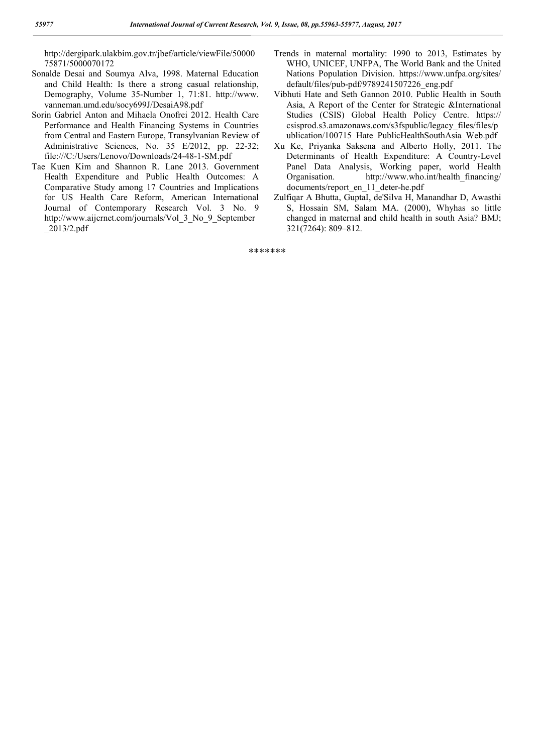http://dergipark.ulakbim.gov.tr/jbef/article/viewFile/5000075871/5000070172

Sonalde Desai and Soumya Alva, 1998. Maternal Education and Child Health: Is there a strong casual relationship, Demography, Volume 35-Number 1, 71:81. http://www.vanneman.umd.edu/socy699J/DesaiA98.pdf

Sorin Gabriel Anton and Mihaela Onofrei 2012. Health Care Performance and Health Financing Systems in Countries from Central and Eastern Europe, Transylvanian Review of Administrative Sciences, No. 35 E/2012, pp. 22-32; file:///C:/Users/Lenovo/Downloads/24-48-1-SM.pdf

Tae Kuen Kim and Shannon R. Lane 2013. Government Health Expenditure and Public Health Outcomes: A Comparative Study among 17 Countries and Implications for US Health Care Reform, American International Journal of Contemporary Research Vol. 3 No. 9 http://www.aijcrnet.com/journals/Vol_3_No_9_September_2013/2.pdf

Trends in maternal mortality: 1990 to 2013, Estimates by WHO, UNICEF, UNFPA, The World Bank and the United Nations Population Division. https://www.unfpa.org/sites/default/files/pub-pdf/9789241507226_eng.pdf

Vibhuti Hate and Seth Gannon 2010. Public Health in South Asia, A Report of the Center for Strategic &International Studies (CSIS) Global Health Policy Centre. https://csisprod.s3.amazonaws.com/s3fspublic/legacy_files/files/publication/100715_Hate_PublicHealthSouthAsia_Web.pdf

Xu Ke, Priyanka Saksena and Alberto Holly, 2011. The Determinants of Health Expenditure: A Country-Level Panel Data Analysis, Working paper, world Health Organisation. http://www.who.int/health_financing/documents/report_en_11_deter-he.pdf

Zulfiqar A Bhutta, GuptaI, de'Silva H, Manandhar D, Awasthi S, Hossain SM, Salam MA. (2000), Whyhas so little changed in maternal and child health in south Asia? BMJ; 321(7264): 809–812.

*******